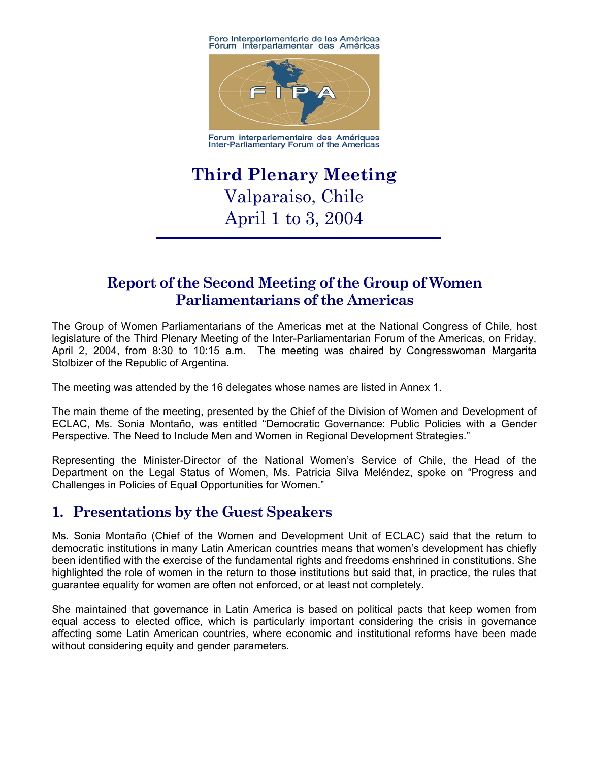Foro Interparlamentario de las Américas
Fórum Interparlamentar das Américas

Forum interparlementaire des Amériques
Inter-Parliamentary Forum of the Americas

# Third Plenary Meeting
Valparaiso, Chile
April 1 to 3, 2004

## Report of the Second Meeting of the Group of Women Parliamentarians of the Americas

The Group of Women Parliamentarians of the Americas met at the National Congress of Chile, host legislature of the Third Plenary Meeting of the Inter-Parliamentarian Forum of the Americas, on Friday, April 2, 2004, from 8:30 to 10:15 a.m. The meeting was chaired by Congresswoman Margarita Stolbizer of the Republic of Argentina.

The meeting was attended by the 16 delegates whose names are listed in Annex 1.

The main theme of the meeting, presented by the Chief of the Division of Women and Development of ECLAC, Ms. Sonia Montaño, was entitled "Democratic Governance: Public Policies with a Gender Perspective. The Need to Include Men and Women in Regional Development Strategies."

Representing the Minister-Director of the National Women's Service of Chile, the Head of the Department on the Legal Status of Women, Ms. Patricia Silva Meléndez, spoke on "Progress and Challenges in Policies of Equal Opportunities for Women."

## 1. Presentations by the Guest Speakers

Ms. Sonia Montaño (Chief of the Women and Development Unit of ECLAC) said that the return to democratic institutions in many Latin American countries means that women's development has chiefly been identified with the exercise of the fundamental rights and freedoms enshrined in constitutions. She highlighted the role of women in the return to those institutions but said that, in practice, the rules that guarantee equality for women are often not enforced, or at least not completely.

She maintained that governance in Latin America is based on political pacts that keep women from equal access to elected office, which is particularly important considering the crisis in governance affecting some Latin American countries, where economic and institutional reforms have been made without considering equity and gender parameters.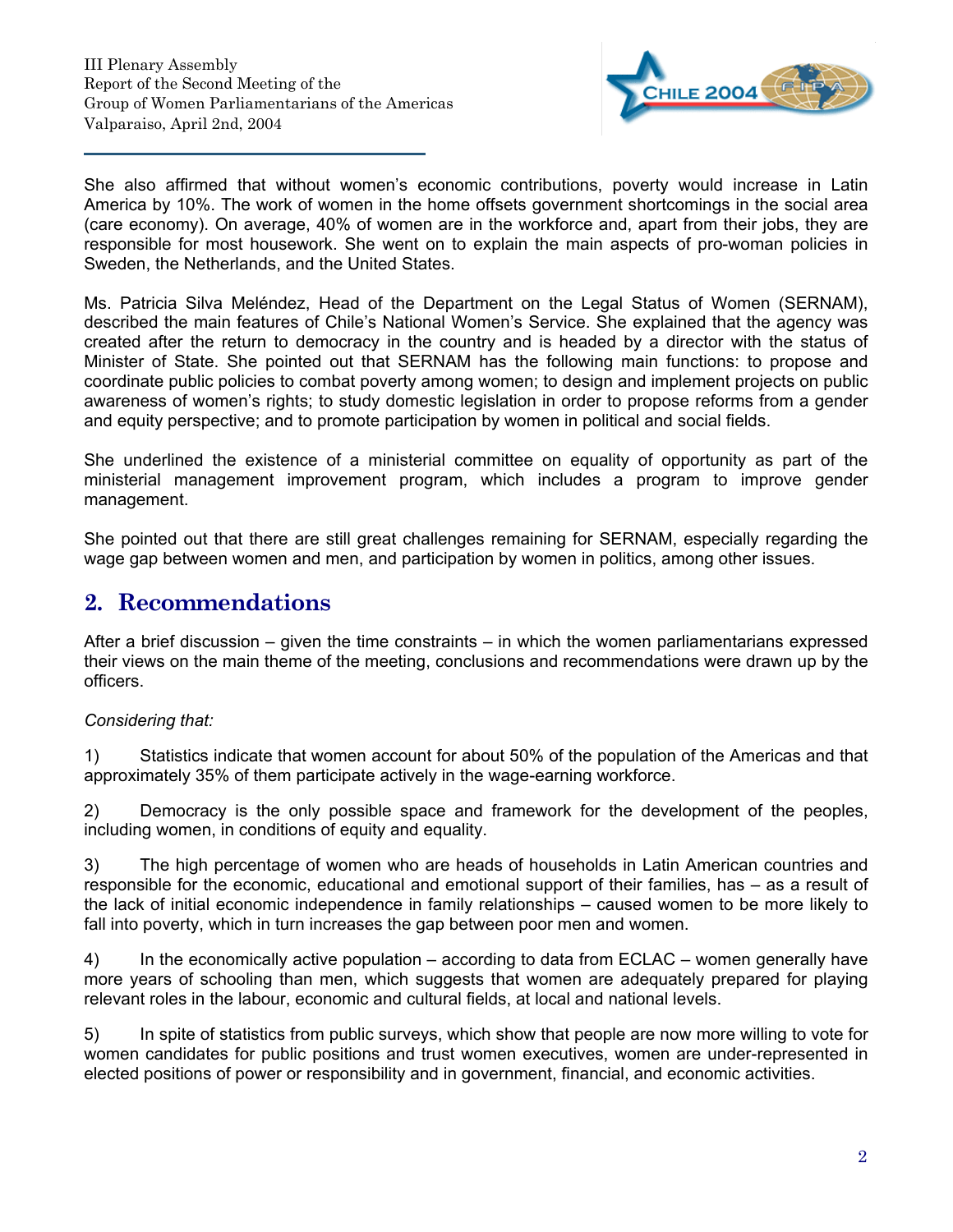She also affirmed that without women's economic contributions, poverty would increase in Latin America by 10%. The work of women in the home offsets government shortcomings in the social area (care economy). On average, 40% of women are in the workforce and, apart from their jobs, they are responsible for most housework. She went on to explain the main aspects of pro-woman policies in Sweden, the Netherlands, and the United States.

Ms. Patricia Silva Meléndez, Head of the Department on the Legal Status of Women (SERNAM), described the main features of Chile's National Women's Service. She explained that the agency was created after the return to democracy in the country and is headed by a director with the status of Minister of State. She pointed out that SERNAM has the following main functions: to propose and coordinate public policies to combat poverty among women; to design and implement projects on public awareness of women's rights; to study domestic legislation in order to propose reforms from a gender and equity perspective; and to promote participation by women in political and social fields.

She underlined the existence of a ministerial committee on equality of opportunity as part of the ministerial management improvement program, which includes a program to improve gender management.

She pointed out that there are still great challenges remaining for SERNAM, especially regarding the wage gap between women and men, and participation by women in politics, among other issues.

## 2. Recommendations

After a brief discussion – given the time constraints – in which the women parliamentarians expressed their views on the main theme of the meeting, conclusions and recommendations were drawn up by the officers.

*Considering that:*

1) Statistics indicate that women account for about 50% of the population of the Americas and that approximately 35% of them participate actively in the wage-earning workforce.

2) Democracy is the only possible space and framework for the development of the peoples, including women, in conditions of equity and equality.

3) The high percentage of women who are heads of households in Latin American countries and responsible for the economic, educational and emotional support of their families, has – as a result of the lack of initial economic independence in family relationships – caused women to be more likely to fall into poverty, which in turn increases the gap between poor men and women.

4) In the economically active population – according to data from ECLAC – women generally have more years of schooling than men, which suggests that women are adequately prepared for playing relevant roles in the labour, economic and cultural fields, at local and national levels.

5) In spite of statistics from public surveys, which show that people are now more willing to vote for women candidates for public positions and trust women executives, women are under-represented in elected positions of power or responsibility and in government, financial, and economic activities.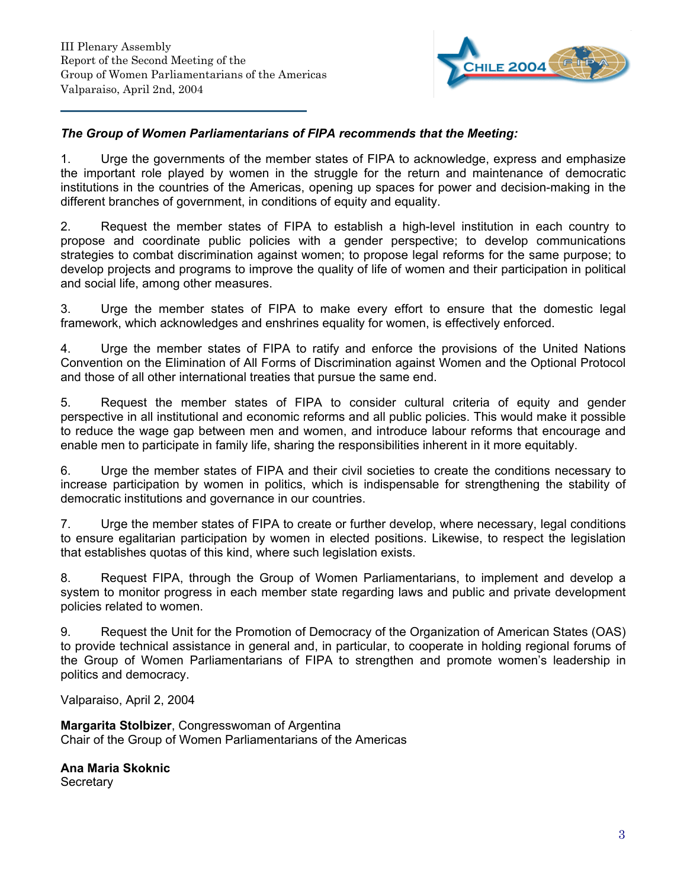***The Group of Women Parliamentarians of FIPA recommends that the Meeting:***

1. Urge the governments of the member states of FIPA to acknowledge, express and emphasize the important role played by women in the struggle for the return and maintenance of democratic institutions in the countries of the Americas, opening up spaces for power and decision-making in the different branches of government, in conditions of equity and equality.

2. Request the member states of FIPA to establish a high-level institution in each country to propose and coordinate public policies with a gender perspective; to develop communications strategies to combat discrimination against women; to propose legal reforms for the same purpose; to develop projects and programs to improve the quality of life of women and their participation in political and social life, among other measures.

3. Urge the member states of FIPA to make every effort to ensure that the domestic legal framework, which acknowledges and enshrines equality for women, is effectively enforced.

4. Urge the member states of FIPA to ratify and enforce the provisions of the United Nations Convention on the Elimination of All Forms of Discrimination against Women and the Optional Protocol and those of all other international treaties that pursue the same end.

5. Request the member states of FIPA to consider cultural criteria of equity and gender perspective in all institutional and economic reforms and all public policies. This would make it possible to reduce the wage gap between men and women, and introduce labour reforms that encourage and enable men to participate in family life, sharing the responsibilities inherent in it more equitably.

6. Urge the member states of FIPA and their civil societies to create the conditions necessary to increase participation by women in politics, which is indispensable for strengthening the stability of democratic institutions and governance in our countries.

7. Urge the member states of FIPA to create or further develop, where necessary, legal conditions to ensure egalitarian participation by women in elected positions. Likewise, to respect the legislation that establishes quotas of this kind, where such legislation exists.

8. Request FIPA, through the Group of Women Parliamentarians, to implement and develop a system to monitor progress in each member state regarding laws and public and private development policies related to women.

9. Request the Unit for the Promotion of Democracy of the Organization of American States (OAS) to provide technical assistance in general and, in particular, to cooperate in holding regional forums of the Group of Women Parliamentarians of FIPA to strengthen and promote women's leadership in politics and democracy.

Valparaiso, April 2, 2004

**Margarita Stolbizer**, Congresswoman of Argentina
Chair of the Group of Women Parliamentarians of the Americas

**Ana Maria Skoknic**
Secretary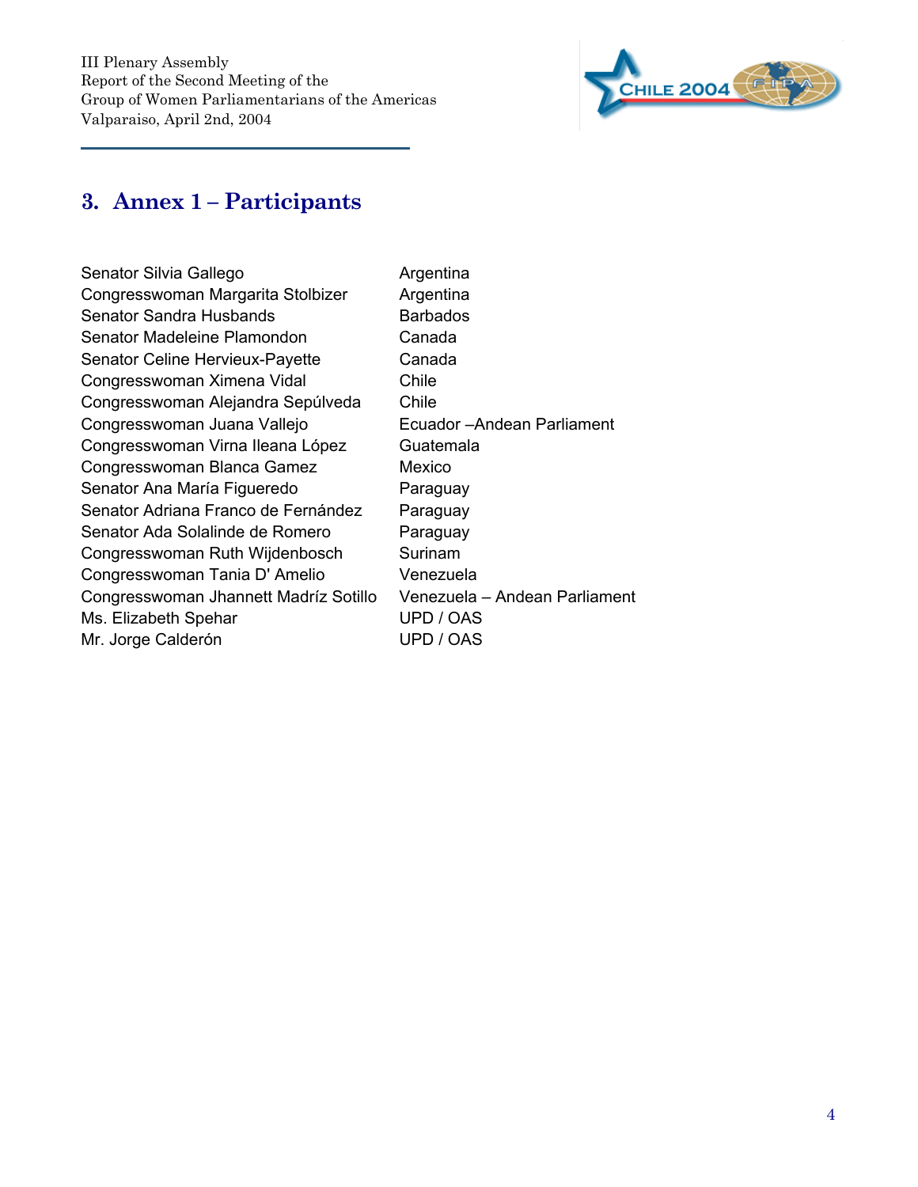## 3. Annex 1 – Participants

| | |
|---|---|
| Senator Silvia Gallego | Argentina |
| Congresswoman Margarita Stolbizer | Argentina |
| Senator Sandra Husbands | Barbados |
| Senator Madeleine Plamondon | Canada |
| Senator Celine Hervieux-Payette | Canada |
| Congresswoman Ximena Vidal | Chile |
| Congresswoman Alejandra Sepúlveda | Chile |
| Congresswoman Juana Vallejo | Ecuador –Andean Parliament |
| Congresswoman Virna Ileana López | Guatemala |
| Congresswoman Blanca Gamez | Mexico |
| Senator Ana María Figueredo | Paraguay |
| Senator Adriana Franco de Fernández | Paraguay |
| Senator Ada Solalinde de Romero | Paraguay |
| Congresswoman Ruth Wijdenbosch | Surinam |
| Congresswoman Tania D' Amelio | Venezuela |
| Congresswoman Jhannett Madríz Sotillo | Venezuela – Andean Parliament |
| Ms. Elizabeth Spehar | UPD / OAS |
| Mr. Jorge Calderón | UPD / OAS |